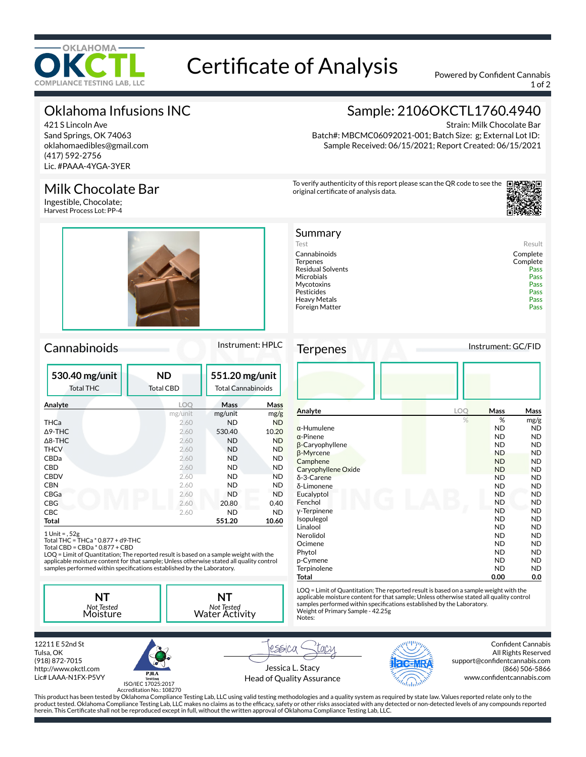# Certificate of Analysis

OKLAHOMA OKCTL COMPLIANCE TESTING LAB, LLC

Powered by Confident Cannabis

## Oklahoma Infusions INC

421 S Lincoln Ave
Sand Springs, OK 74063
oklahomaedibles@gmail.com
(417) 592-2756
Lic. #PAAA-4YGA-3YER

## Sample: 2106OKCTL1760.4940

Strain: Milk Chocolate Bar
Batch#: MBCMC06092021-001; Batch Size: g; External Lot ID:
Sample Received: 06/15/2021; Report Created: 06/15/2021

## Milk Chocolate Bar

Ingestible, Chocolate;
Harvest Process Lot: PP-4

To verify authenticity of this report please scan the QR code to see the original certificate of analysis data.

## Summary

| Test | Result |
|---|---|
| Cannabinoids | Complete |
| Terpenes | Complete |
| Residual Solvents | Pass |
| Microbials | Pass |
| Mycotoxins | Pass |
| Pesticides | Pass |
| Heavy Metals | Pass |
| Foreign Matter | Pass |

## Cannabinoids

Instrument: HPLC

| 530.40 mg/unit | ND | 551.20 mg/unit |
|---|---|---|
| Total THC | Total CBD | Total Cannabinoids |

| Analyte | LOQ | Mass | Mass |
|---|---|---|---|
| | mg/unit | mg/unit | mg/g |
| THCa | 2.60 | ND | ND |
| Δ9-THC | 2.60 | 530.40 | 10.20 |
| Δ8-THC | 2.60 | ND | ND |
| THCV | 2.60 | ND | ND |
| CBDa | 2.60 | ND | ND |
| CBD | 2.60 | ND | ND |
| CBDV | 2.60 | ND | ND |
| CBN | 2.60 | ND | ND |
| CBGa | 2.60 | ND | ND |
| CBG | 2.60 | 20.80 | 0.40 |
| CBC | 2.60 | ND | ND |
| **Total** | | **551.20** | **10.60** |

1 Unit = , 52g
Total THC = THCa * 0.877 + d9-THC
Total CBD = CBDa * 0.877 + CBD
LOQ = Limit of Quantitation; The reported result is based on a sample weight with the applicable moisture content for that sample; Unless otherwise stated all quality control samples performed within specifications established by the Laboratory.

| NT | NT |
|---|---|
| *Not Tested* Moisture | *Not Tested* Water Activity |

## Terpenes

Instrument: GC/FID

| Analyte | LOQ | Mass | Mass |
|---|---|---|---|
| | % | % | mg/g |
| α-Humulene | | ND | ND |
| α-Pinene | | ND | ND |
| β-Caryophyllene | | ND | ND |
| β-Myrcene | | ND | ND |
| Camphene | | ND | ND |
| Caryophyllene Oxide | | ND | ND |
| δ-3-Carene | | ND | ND |
| δ-Limonene | | ND | ND |
| Eucalyptol | | ND | ND |
| Fenchol | | ND | ND |
| γ-Terpinene | | ND | ND |
| Isopulegol | | ND | ND |
| Linalool | | ND | ND |
| Nerolidol | | ND | ND |
| Ocimene | | ND | ND |
| Phytol | | ND | ND |
| p-Cymene | | ND | ND |
| Terpinolene | | ND | ND |
| **Total** | | **0.00** | **0.0** |

LOQ = Limit of Quantitation; The reported result is based on a sample weight with the applicable moisture content for that sample; Unless otherwise stated all quality control samples performed within specifications established by the Laboratory.
Weight of Primary Sample - 42.25g
Notes:

12211 E 52nd St
Tulsa, OK
(918) 872-7015
http://www.okctl.com
Lic# LAAA-N1FX-P5VY

PJLA Testing
ISO/IEC 17025:2017
Accreditation No.: 108270

Jessica L. Stacy
Head of Quality Assurance

Confident Cannabis
All Rights Reserved
support@confidentcannabis.com
(866) 506-5866
www.confidentcannabis.com

This product has been tested by Oklahoma Compliance Testing Lab, LLC using valid testing methodologies and a quality system as required by state law. Values reported relate only to the product tested. Oklahoma Compliance Testing Lab, LLC makes no claims as to the efficacy, safety or other risks associated with any detected or non-detected levels of any compounds reported herein. This Certificate shall not be reproduced except in full, without the written approval of Oklahoma Compliance Testing Lab, LLC.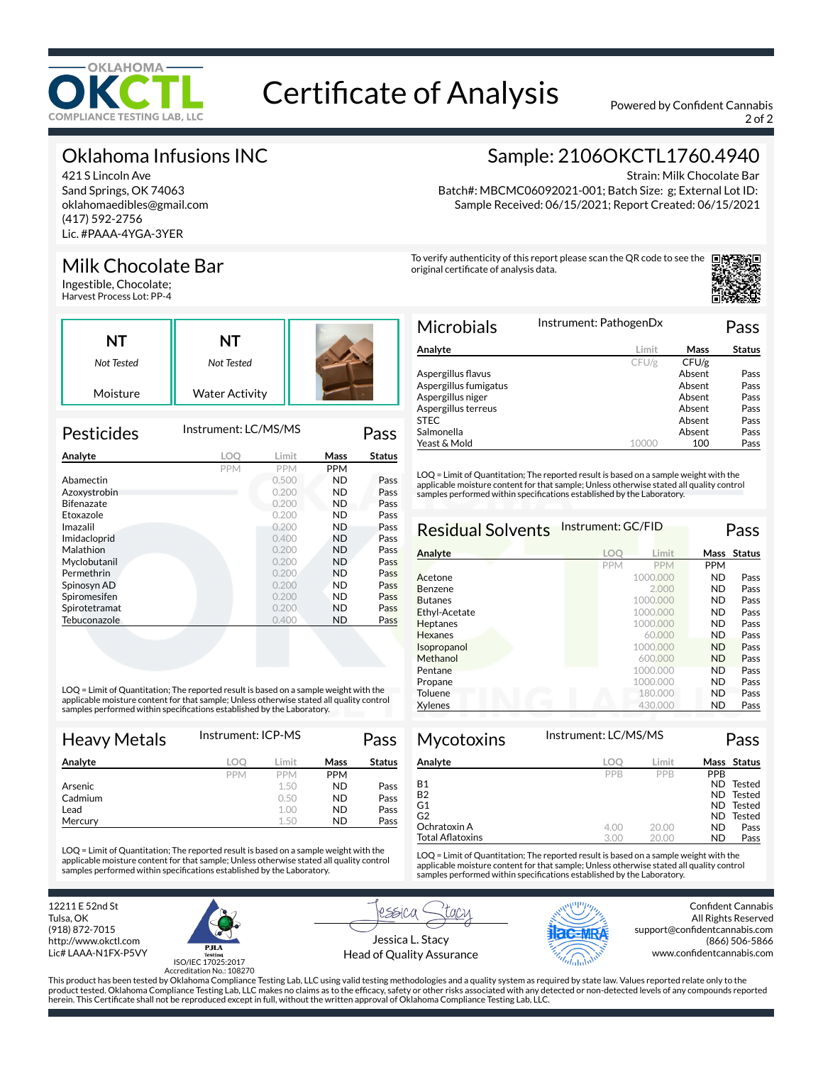# Certificate of Analysis

Powered by Confident Cannabis

## Oklahoma Infusions INC

421 S Lincoln Ave
Sand Springs, OK 74063
oklahomaedibles@gmail.com
(417) 592-2756
Lic. #PAAA-4YGA-3YER

## Sample: 2106OKCTL1760.4940

Strain: Milk Chocolate Bar
Batch#: MBCMC06092021-001; Batch Size: g; External Lot ID:
Sample Received: 06/15/2021; Report Created: 06/15/2021

## Milk Chocolate Bar

Ingestible, Chocolate;
Harvest Process Lot: PP-4

To verify authenticity of this report please scan the QR code to see the original certificate of analysis data.

| NT | NT |
|---|---|
| *Not Tested* | *Not Tested* |
| Moisture | Water Activity |

## Pesticides

Instrument: LC/MS/MS — **Pass**

| Analyte | LOQ | Limit | Mass | Status |
|---|---|---|---|---|
| | PPM | PPM | PPM | |
| Abamectin | | 0.500 | ND | Pass |
| Azoxystrobin | | 0.200 | ND | Pass |
| Bifenazate | | 0.200 | ND | Pass |
| Etoxazole | | 0.200 | ND | Pass |
| Imazalil | | 0.200 | ND | Pass |
| Imidacloprid | | 0.400 | ND | Pass |
| Malathion | | 0.200 | ND | Pass |
| Myclobutanil | | 0.200 | ND | Pass |
| Permethrin | | 0.200 | ND | Pass |
| Spinosyn AD | | 0.200 | ND | Pass |
| Spiromesifen | | 0.200 | ND | Pass |
| Spirotetramat | | 0.200 | ND | Pass |
| Tebuconazole | | 0.400 | ND | Pass |

LOQ = Limit of Quantitation; The reported result is based on a sample weight with the applicable moisture content for that sample; Unless otherwise stated all quality control samples performed within specifications established by the Laboratory.

## Microbials

Instrument: PathogenDx — **Pass**

| Analyte | Limit | Mass | Status |
|---|---|---|---|
| | CFU/g | CFU/g | |
| Aspergillus flavus | | Absent | Pass |
| Aspergillus fumigatus | | Absent | Pass |
| Aspergillus niger | | Absent | Pass |
| Aspergillus terreus | | Absent | Pass |
| STEC | | Absent | Pass |
| Salmonella | | Absent | Pass |
| Yeast & Mold | 10000 | 100 | Pass |

LOQ = Limit of Quantitation; The reported result is based on a sample weight with the applicable moisture content for that sample; Unless otherwise stated all quality control samples performed within specifications established by the Laboratory.

## Residual Solvents

Instrument: GC/FID — **Pass**

| Analyte | LOQ | Limit | Mass | Status |
|---|---|---|---|---|
| | PPM | PPM | PPM | |
| Acetone | | 1000.000 | ND | Pass |
| Benzene | | 2.000 | ND | Pass |
| Butanes | | 1000.000 | ND | Pass |
| Ethyl-Acetate | | 1000.000 | ND | Pass |
| Heptanes | | 1000.000 | ND | Pass |
| Hexanes | | 60.000 | ND | Pass |
| Isopropanol | | 1000.000 | ND | Pass |
| Methanol | | 600.000 | ND | Pass |
| Pentane | | 1000.000 | ND | Pass |
| Propane | | 1000.000 | ND | Pass |
| Toluene | | 180.000 | ND | Pass |
| Xylenes | | 430.000 | ND | Pass |

## Heavy Metals

Instrument: ICP-MS — **Pass**

| Analyte | LOQ | Limit | Mass | Status |
|---|---|---|---|---|
| | PPM | PPM | PPM | |
| Arsenic | | 1.50 | ND | Pass |
| Cadmium | | 0.50 | ND | Pass |
| Lead | | 1.00 | ND | Pass |
| Mercury | | 1.50 | ND | Pass |

LOQ = Limit of Quantitation; The reported result is based on a sample weight with the applicable moisture content for that sample; Unless otherwise stated all quality control samples performed within specifications established by the Laboratory.

## Mycotoxins

Instrument: LC/MS/MS — **Pass**

| Analyte | LOQ | Limit | Mass | Status |
|---|---|---|---|---|
| | PPB | PPB | PPB | |
| B1 | | | ND | Tested |
| B2 | | | ND | Tested |
| G1 | | | ND | Tested |
| G2 | | | ND | Tested |
| Ochratoxin A | 4.00 | 20.00 | ND | Pass |
| Total Aflatoxins | 3.00 | 20.00 | ND | Pass |

LOQ = Limit of Quantitation; The reported result is based on a sample weight with the applicable moisture content for that sample; Unless otherwise stated all quality control samples performed within specifications established by the Laboratory.

12211 E 52nd St
Tulsa, OK
(918) 872-7015
http://www.okctl.com
Lic# LAAA-N1FX-P5VY

PJLA Testing
ISO/IEC 17025:2017
Accreditation No.: 108270

Jessica L. Stacy
Head of Quality Assurance

Confident Cannabis
All Rights Reserved
support@confidentcannabis.com
(866) 506-5866
www.confidentcannabis.com

This product has been tested by Oklahoma Compliance Testing Lab, LLC using valid testing methodologies and a quality system as required by state law. Values reported relate only to the product tested. Oklahoma Compliance Testing Lab, LLC makes no claims as to the efficacy, safety or other risks associated with any detected or non-detected levels of any compounds reported herein. This Certificate shall not be reproduced except in full, without the written approval of Oklahoma Compliance Testing Lab, LLC.